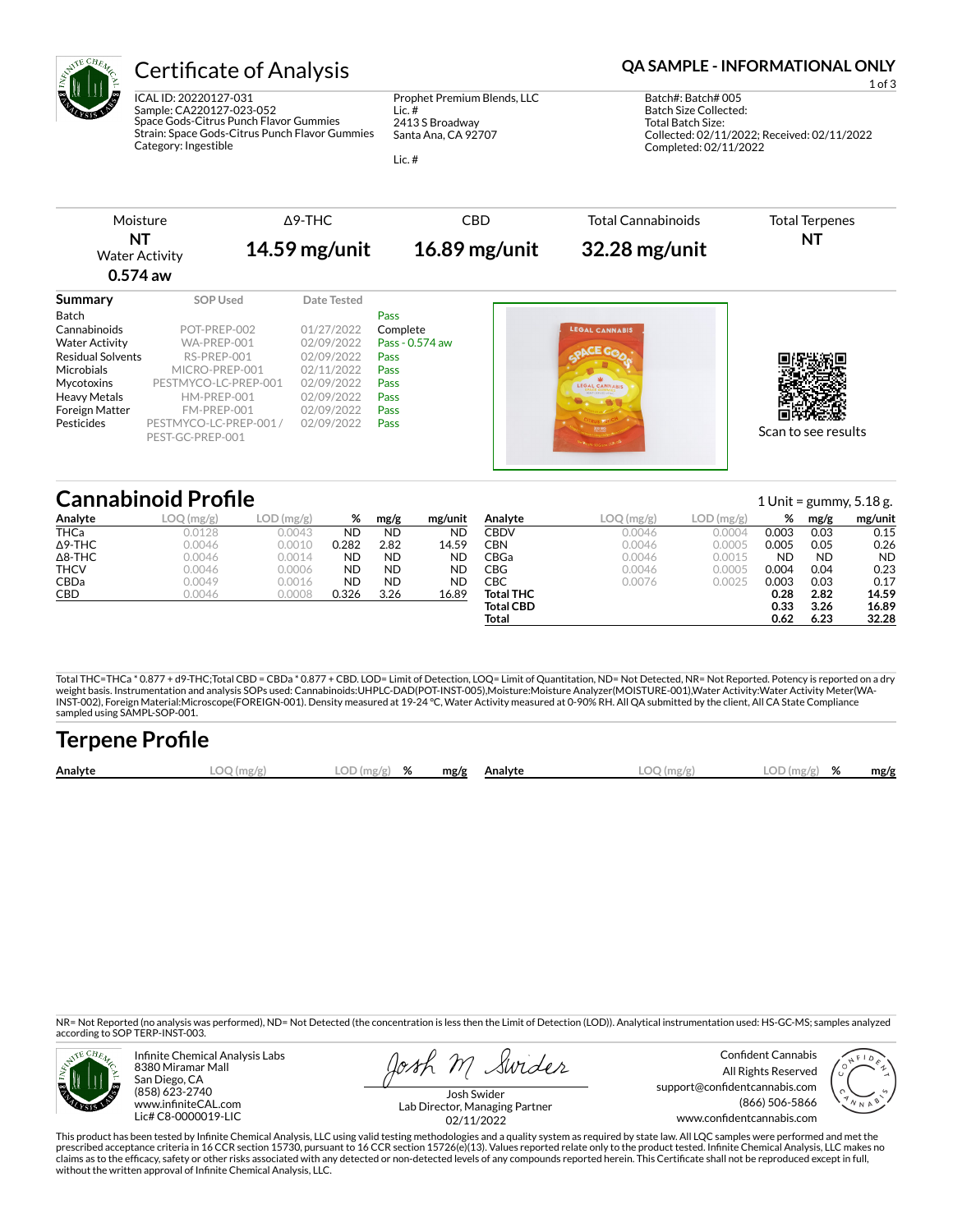# Certificate of Analysis

**QA SAMPLE - INFORMATIONAL ONLY**

ICAL ID: 20220127-031
Sample: CA220127-023-052
Space Gods-Citrus Punch Flavor Gummies
Strain: Space Gods-Citrus Punch Flavor Gummies
Category: Ingestible

Prophet Premium Blends, LLC
Lic. #
2413 S Broadway
Santa Ana, CA 92707

Lic. #

Batch#: Batch# 005
Batch Size Collected:
Total Batch Size:
Collected: 02/11/2022; Received: 02/11/2022
Completed: 02/11/2022

| Moisture | Δ9-THC | CBD | Total Cannabinoids | Total Terpenes |
|---|---|---|---|---|
| **NT** Water Activity **0.574 aw** | **14.59 mg/unit** | **16.89 mg/unit** | **32.28 mg/unit** | **NT** |

## Summary

| Summary | SOP Used | Date Tested | |
|---|---|---|---|
| Batch | | | Pass |
| Cannabinoids | POT-PREP-002 | 01/27/2022 | Complete |
| Water Activity | WA-PREP-001 | 02/09/2022 | Pass - 0.574 aw |
| Residual Solvents | RS-PREP-001 | 02/09/2022 | Pass |
| Microbials | MICRO-PREP-001 | 02/11/2022 | Pass |
| Mycotoxins | PESTMYCO-LC-PREP-001 | 02/09/2022 | Pass |
| Heavy Metals | HM-PREP-001 | 02/09/2022 | Pass |
| Foreign Matter | FM-PREP-001 | 02/09/2022 | Pass |
| Pesticides | PESTMYCO-LC-PREP-001 / PEST-GC-PREP-001 | 02/09/2022 | Pass |

Scan to see results

## Cannabinoid Profile

1 Unit = gummy, 5.18 g.

| Analyte | LOQ (mg/g) | LOD (mg/g) | % | mg/g | mg/unit |
|---|---|---|---|---|---|
| THCa | 0.0128 | 0.0043 | ND | ND | ND |
| Δ9-THC | 0.0046 | 0.0010 | 0.282 | 2.82 | 14.59 |
| Δ8-THC | 0.0046 | 0.0014 | ND | ND | ND |
| THCV | 0.0046 | 0.0006 | ND | ND | ND |
| CBDa | 0.0049 | 0.0016 | ND | ND | ND |
| CBD | 0.0046 | 0.0008 | 0.326 | 3.26 | 16.89 |
| CBDV | 0.0046 | 0.0004 | 0.003 | 0.03 | 0.15 |
| CBN | 0.0046 | 0.0005 | 0.005 | 0.05 | 0.26 |
| CBGa | 0.0046 | 0.0015 | ND | ND | ND |
| CBG | 0.0046 | 0.0005 | 0.004 | 0.04 | 0.23 |
| CBC | 0.0076 | 0.0025 | 0.003 | 0.03 | 0.17 |
| **Total THC** | | | **0.28** | **2.82** | **14.59** |
| **Total CBD** | | | **0.33** | **3.26** | **16.89** |
| **Total** | | | **0.62** | **6.23** | **32.28** |

Total THC=THCa * 0.877 + d9-THC;Total CBD = CBDa * 0.877 + CBD. LOD= Limit of Detection, LOQ= Limit of Quantitation, ND= Not Detected, NR= Not Reported. Potency is reported on a dry weight basis. Instrumentation and analysis SOPs used: Cannabinoids:UHPLC-DAD(POT-INST-005),Moisture:Moisture Analyzer(MOISTURE-001),Water Activity:Water Activity Meter(WA-INST-002), Foreign Material:Microscope(FOREIGN-001). Density measured at 19-24 °C, Water Activity measured at 0-90% RH. All QA submitted by the client, All CA State Compliance sampled using SAMPL-SOP-001.

## Terpene Profile

| Analyte | LOQ (mg/g) | LOD (mg/g) | % | mg/g | Analyte | LOQ (mg/g) | LOD (mg/g) | % | mg/g |
|---|---|---|---|---|---|---|---|---|---|

NR= Not Reported (no analysis was performed), ND= Not Detected (the concentration is less then the Limit of Detection (LOD)). Analytical instrumentation used: HS-GC-MS; samples analyzed according to SOP TERP-INST-003.

Infinite Chemical Analysis Labs
8380 Miramar Mall
San Diego, CA
(858) 623-2740
www.infiniteCAL.com
Lic# C8-0000019-LIC

Josh Swider
Lab Director, Managing Partner
02/11/2022

Confident Cannabis
All Rights Reserved
support@confidentcannabis.com
(866) 506-5866
www.confidentcannabis.com

This product has been tested by Infinite Chemical Analysis, LLC using valid testing methodologies and a quality system as required by state law. All LQC samples were performed and met the prescribed acceptance criteria in 16 CCR section 15730, pursuant to 16 CCR section 15726(e)(13). Values reported relate only to the product tested. Infinite Chemical Analysis, LLC makes no claims as to the efficacy, safety or other risks associated with any detected or non-detected levels of any compounds reported herein. This Certificate shall not be reproduced except in full, without the written approval of Infinite Chemical Analysis, LLC.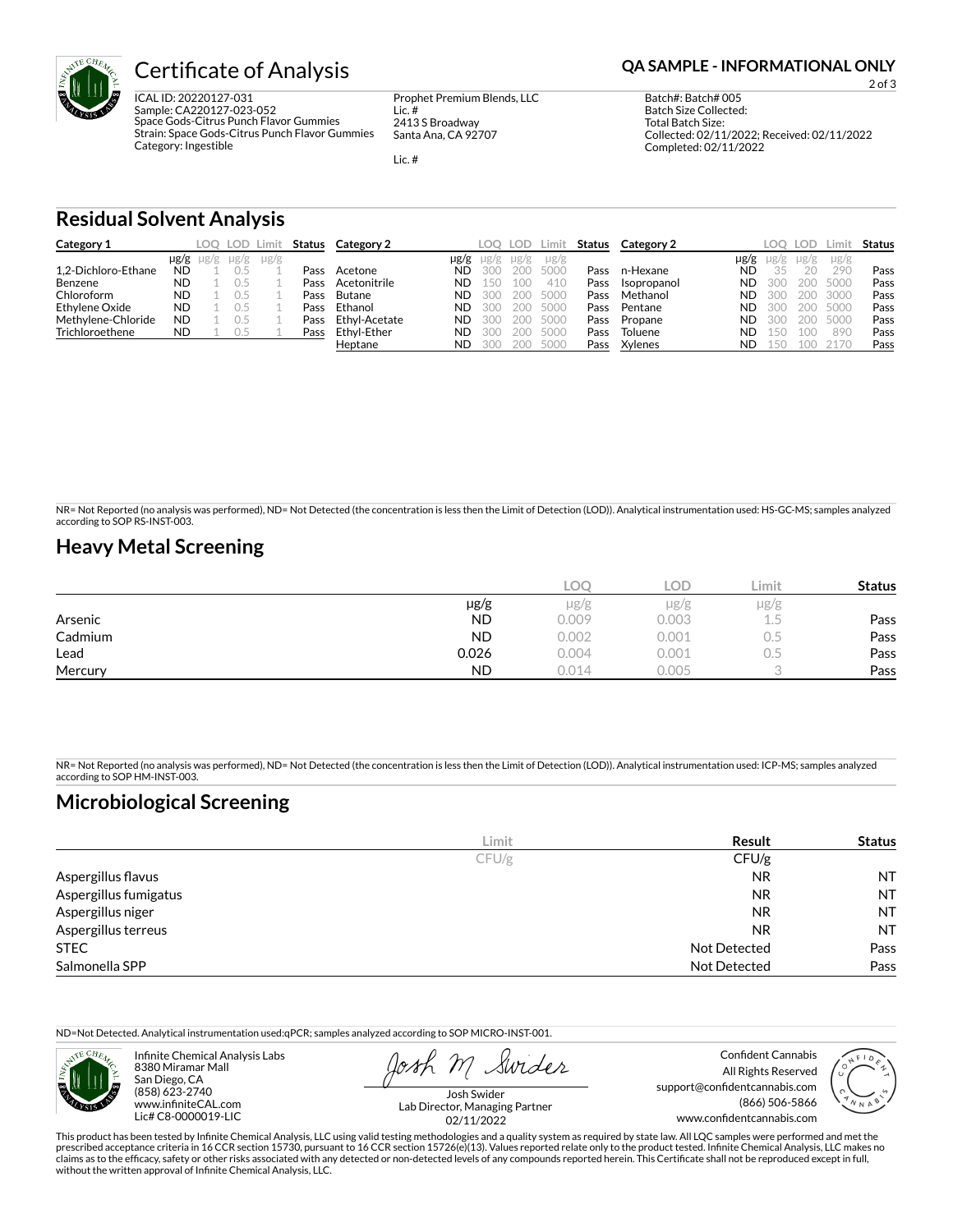# Certificate of Analysis

**QA SAMPLE - INFORMATIONAL ONLY**

ICAL ID: 20220127-031
Sample: CA220127-023-052
Space Gods-Citrus Punch Flavor Gummies
Strain: Space Gods-Citrus Punch Flavor Gummies
Category: Ingestible

Prophet Premium Blends, LLC
Lic. #
2413 S Broadway
Santa Ana, CA 92707

Lic. #

Batch#: Batch# 005
Batch Size Collected:
Total Batch Size:
Collected: 02/11/2022; Received: 02/11/2022
Completed: 02/11/2022

## Residual Solvent Analysis

| Category 1 | | LOQ | LOD | Limit | Status |
|---|---|---|---|---|---|
| | μg/g | μg/g | μg/g | μg/g | |
| 1,2-Dichloro-Ethane | ND | 1 | 0.5 | 1 | Pass |
| Benzene | ND | 1 | 0.5 | 1 | Pass |
| Chloroform | ND | 1 | 0.5 | 1 | Pass |
| Ethylene Oxide | ND | 1 | 0.5 | 1 | Pass |
| Methylene-Chloride | ND | 1 | 0.5 | 1 | Pass |
| Trichloroethene | ND | 1 | 0.5 | 1 | Pass |

| Category 2 | | LOQ | LOD | Limit | Status |
|---|---|---|---|---|---|
| | μg/g | μg/g | μg/g | μg/g | |
| Acetone | ND | 300 | 200 | 5000 | Pass |
| Acetonitrile | ND | 150 | 100 | 410 | Pass |
| Butane | ND | 300 | 200 | 5000 | Pass |
| Ethanol | ND | 300 | 200 | 5000 | Pass |
| Ethyl-Acetate | ND | 300 | 200 | 5000 | Pass |
| Ethyl-Ether | ND | 300 | 200 | 5000 | Pass |
| Heptane | ND | 300 | 200 | 5000 | Pass |
| n-Hexane | ND | 35 | 20 | 290 | Pass |
| Isopropanol | ND | 300 | 200 | 5000 | Pass |
| Methanol | ND | 300 | 200 | 3000 | Pass |
| Pentane | ND | 300 | 200 | 5000 | Pass |
| Propane | ND | 300 | 200 | 5000 | Pass |
| Toluene | ND | 150 | 100 | 890 | Pass |
| Xylenes | ND | 150 | 100 | 2170 | Pass |

NR= Not Reported (no analysis was performed), ND= Not Detected (the concentration is less then the Limit of Detection (LOD)). Analytical instrumentation used: HS-GC-MS; samples analyzed according to SOP RS-INST-003.

## Heavy Metal Screening

| | | LOQ | LOD | Limit | Status |
|---|---|---|---|---|---|
| | μg/g | μg/g | μg/g | μg/g | |
| Arsenic | ND | 0.009 | 0.003 | 1.5 | Pass |
| Cadmium | ND | 0.002 | 0.001 | 0.5 | Pass |
| Lead | 0.026 | 0.004 | 0.001 | 0.5 | Pass |
| Mercury | ND | 0.014 | 0.005 | 3 | Pass |

NR= Not Reported (no analysis was performed), ND= Not Detected (the concentration is less then the Limit of Detection (LOD)). Analytical instrumentation used: ICP-MS; samples analyzed according to SOP HM-INST-003.

## Microbiological Screening

| | Limit | Result | Status |
|---|---|---|---|
| | CFU/g | CFU/g | |
| Aspergillus flavus | | NR | NT |
| Aspergillus fumigatus | | NR | NT |
| Aspergillus niger | | NR | NT |
| Aspergillus terreus | | NR | NT |
| STEC | | Not Detected | Pass |
| Salmonella SPP | | Not Detected | Pass |

ND=Not Detected. Analytical instrumentation used:qPCR; samples analyzed according to SOP MICRO-INST-001.

Infinite Chemical Analysis Labs
8380 Miramar Mall
San Diego, CA
(858) 623-2740
www.infiniteCAL.com
Lic# C8-0000019-LIC

Josh Swider
Lab Director, Managing Partner
02/11/2022

Confident Cannabis
All Rights Reserved
support@confidentcannabis.com
(866) 506-5866
www.confidentcannabis.com

This product has been tested by Infinite Chemical Analysis, LLC using valid testing methodologies and a quality system as required by state law. All LQC samples were performed and met the prescribed acceptance criteria in 16 CCR section 15730, pursuant to 16 CCR section 15726(e)(13). Values reported relate only to the product tested. Infinite Chemical Analysis, LLC makes no claims as to the efficacy, safety or other risks associated with any detected or non-detected levels of any compounds reported herein. This Certificate shall not be reproduced except in full, without the written approval of Infinite Chemical Analysis, LLC.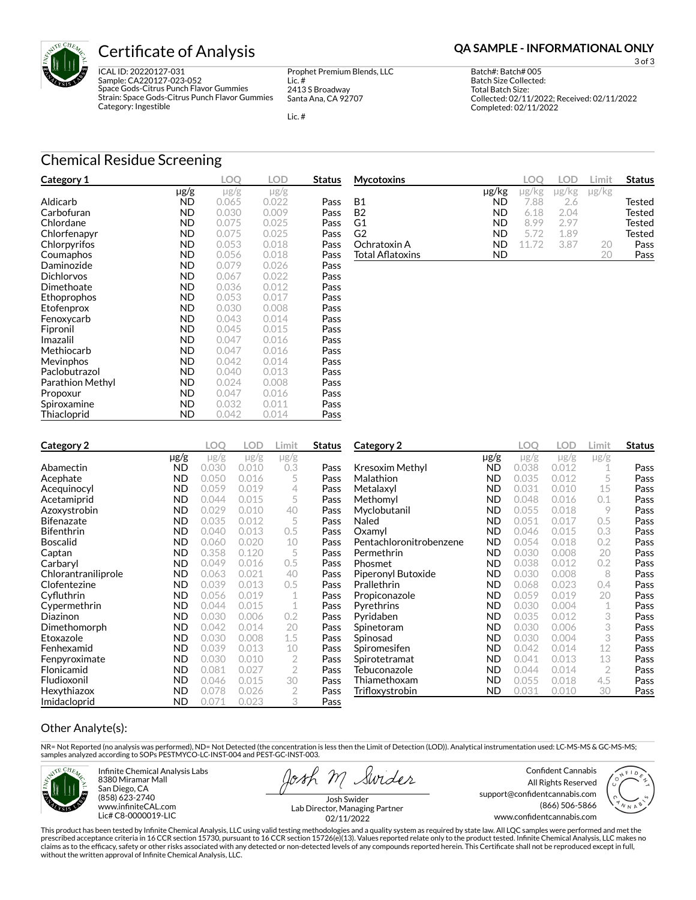# Certificate of Analysis

**QA SAMPLE - INFORMATIONAL ONLY**

ICAL ID: 20220127-031
Sample: CA220127-023-052
Space Gods-Citrus Punch Flavor Gummies
Strain: Space Gods-Citrus Punch Flavor Gummies
Category: Ingestible

Prophet Premium Blends, LLC
Lic. #
2413 S Broadway
Santa Ana, CA 92707

Lic. #

Batch#: Batch# 005
Batch Size Collected:
Total Batch Size:
Collected: 02/11/2022; Received: 02/11/2022
Completed: 02/11/2022

## Chemical Residue Screening

| Category 1 | μg/g | LOQ μg/g | LOD μg/g | Status |
|---|---|---|---|---|
| Aldicarb | ND | 0.065 | 0.022 | Pass |
| Carbofuran | ND | 0.030 | 0.009 | Pass |
| Chlordane | ND | 0.075 | 0.025 | Pass |
| Chlorfenapyr | ND | 0.075 | 0.025 | Pass |
| Chlorpyrifos | ND | 0.053 | 0.018 | Pass |
| Coumaphos | ND | 0.056 | 0.018 | Pass |
| Daminozide | ND | 0.079 | 0.026 | Pass |
| Dichlorvos | ND | 0.067 | 0.022 | Pass |
| Dimethoate | ND | 0.036 | 0.012 | Pass |
| Ethoprophos | ND | 0.053 | 0.017 | Pass |
| Etofenprox | ND | 0.030 | 0.008 | Pass |
| Fenoxycarb | ND | 0.043 | 0.014 | Pass |
| Fipronil | ND | 0.045 | 0.015 | Pass |
| Imazalil | ND | 0.047 | 0.016 | Pass |
| Methiocarb | ND | 0.047 | 0.016 | Pass |
| Mevinphos | ND | 0.042 | 0.014 | Pass |
| Paclobutrazol | ND | 0.040 | 0.013 | Pass |
| Parathion Methyl | ND | 0.024 | 0.008 | Pass |
| Propoxur | ND | 0.047 | 0.016 | Pass |
| Spiroxamine | ND | 0.032 | 0.011 | Pass |
| Thiacloprid | ND | 0.042 | 0.014 | Pass |

| Mycotoxins | μg/kg | LOQ μg/kg | LOD μg/kg | Limit μg/kg | Status |
|---|---|---|---|---|---|
| B1 | ND | 7.88 | 2.6 | | Tested |
| B2 | ND | 6.18 | 2.04 | | Tested |
| G1 | ND | 8.99 | 2.97 | | Tested |
| G2 | ND | 5.72 | 1.89 | | Tested |
| Ochratoxin A | ND | 11.72 | 3.87 | 20 | Pass |
| Total Aflatoxins | ND | | | 20 | Pass |

| Category 2 | μg/g | LOQ μg/g | LOD μg/g | Limit μg/g | Status |
|---|---|---|---|---|---|
| Abamectin | ND | 0.030 | 0.010 | 0.3 | Pass |
| Acephate | ND | 0.050 | 0.016 | 5 | Pass |
| Acequinocyl | ND | 0.059 | 0.019 | 4 | Pass |
| Acetamiprid | ND | 0.044 | 0.015 | 5 | Pass |
| Azoxystrobin | ND | 0.029 | 0.010 | 40 | Pass |
| Bifenazate | ND | 0.035 | 0.012 | 5 | Pass |
| Bifenthrin | ND | 0.040 | 0.013 | 0.5 | Pass |
| Boscalid | ND | 0.060 | 0.020 | 10 | Pass |
| Captan | ND | 0.358 | 0.120 | 5 | Pass |
| Carbaryl | ND | 0.049 | 0.016 | 0.5 | Pass |
| Chlorantraniliprole | ND | 0.063 | 0.021 | 40 | Pass |
| Clofentezine | ND | 0.039 | 0.013 | 0.5 | Pass |
| Cyfluthrin | ND | 0.056 | 0.019 | 1 | Pass |
| Cypermethrin | ND | 0.044 | 0.015 | 1 | Pass |
| Diazinon | ND | 0.030 | 0.006 | 0.2 | Pass |
| Dimethomorph | ND | 0.042 | 0.014 | 20 | Pass |
| Etoxazole | ND | 0.030 | 0.008 | 1.5 | Pass |
| Fenhexamid | ND | 0.039 | 0.013 | 10 | Pass |
| Fenpyroximate | ND | 0.030 | 0.010 | 2 | Pass |
| Flonicamid | ND | 0.081 | 0.027 | 2 | Pass |
| Fludioxonil | ND | 0.046 | 0.015 | 30 | Pass |
| Hexythiazox | ND | 0.078 | 0.026 | 2 | Pass |
| Imidacloprid | ND | 0.071 | 0.023 | 3 | Pass |
| Kresoxim Methyl | ND | 0.038 | 0.012 | 1 | Pass |
| Malathion | ND | 0.035 | 0.012 | 5 | Pass |
| Metalaxyl | ND | 0.031 | 0.010 | 15 | Pass |
| Methomyl | ND | 0.048 | 0.016 | 0.1 | Pass |
| Myclobutanil | ND | 0.055 | 0.018 | 9 | Pass |
| Naled | ND | 0.051 | 0.017 | 0.5 | Pass |
| Oxamyl | ND | 0.046 | 0.015 | 0.3 | Pass |
| Pentachloronitrobenzene | ND | 0.054 | 0.018 | 0.2 | Pass |
| Permethrin | ND | 0.030 | 0.008 | 20 | Pass |
| Phosmet | ND | 0.038 | 0.012 | 0.2 | Pass |
| Piperonyl Butoxide | ND | 0.030 | 0.008 | 8 | Pass |
| Prallethrin | ND | 0.068 | 0.023 | 0.4 | Pass |
| Propiconazole | ND | 0.059 | 0.019 | 20 | Pass |
| Pyrethrins | ND | 0.030 | 0.004 | 1 | Pass |
| Pyridaben | ND | 0.035 | 0.012 | 3 | Pass |
| Spinetoram | ND | 0.030 | 0.006 | 3 | Pass |
| Spinosad | ND | 0.030 | 0.004 | 3 | Pass |
| Spiromesifen | ND | 0.042 | 0.014 | 12 | Pass |
| Spirotetramat | ND | 0.041 | 0.013 | 13 | Pass |
| Tebuconazole | ND | 0.044 | 0.014 | 2 | Pass |
| Thiamethoxam | ND | 0.055 | 0.018 | 4.5 | Pass |
| Trifloxystrobin | ND | 0.031 | 0.010 | 30 | Pass |

Other Analyte(s):

NR= Not Reported (no analysis was performed), ND= Not Detected (the concentration is less then the Limit of Detection (LOD)). Analytical instrumentation used: LC-MS-MS & GC-MS-MS; samples analyzed according to SOPs PESTMYCO-LC-INST-004 and PEST-GC-INST-003.

Infinite Chemical Analysis Labs
8380 Miramar Mall
San Diego, CA
(858) 623-2740
www.infiniteCAL.com
Lic# C8-0000019-LIC

Josh M Swider
Josh Swider
Lab Director, Managing Partner
02/11/2022

Confident Cannabis
All Rights Reserved
support@confidentcannabis.com
(866) 506-5866
www.confidentcannabis.com

This product has been tested by Infinite Chemical Analysis, LLC using valid testing methodologies and a quality system as required by state law. All LQC samples were performed and met the prescribed acceptance criteria in 16 CCR section 15730, pursuant to 16 CCR section 15726(e)(13). Values reported relate only to the product tested. Infinite Chemical Analysis, LLC makes no claims as to the efficacy, safety or other risks associated with any detected or non-detected levels of any compounds reported herein. This Certificate shall not be reproduced except in full, without the written approval of Infinite Chemical Analysis, LLC.